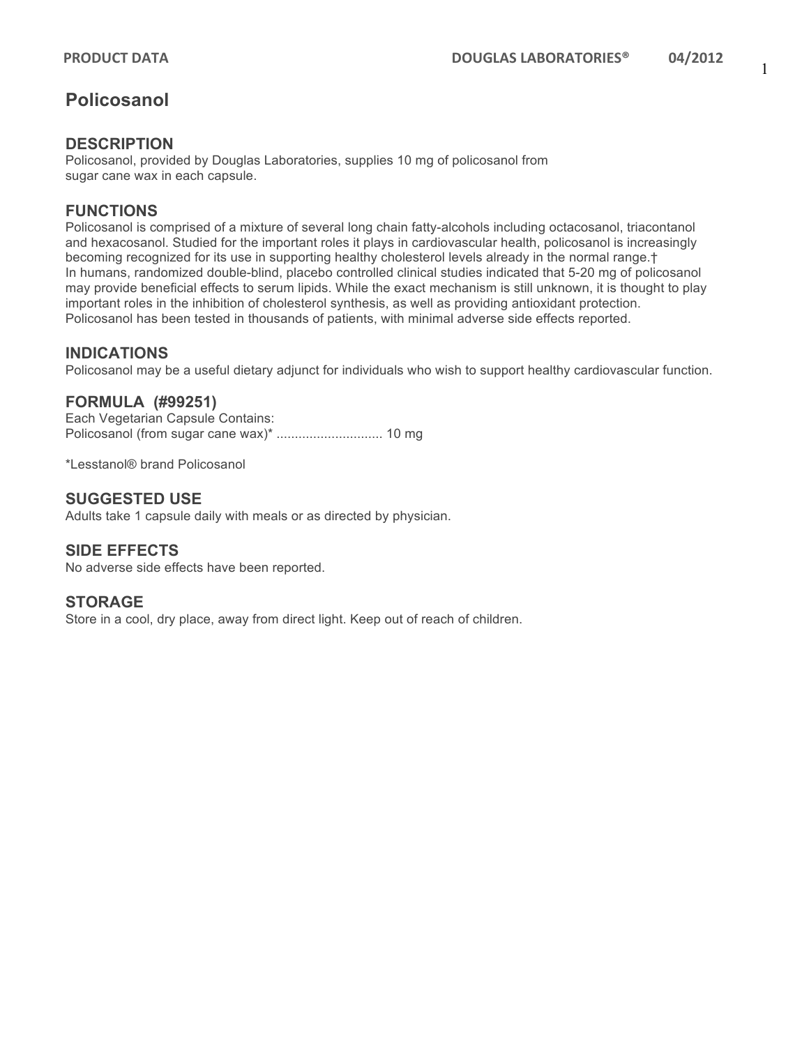# Policosanol

## DESCRIPTION

Policosanol, provided by Douglas Laboratories, supplies 10 mg of policosanol from sugar cane wax in each capsule.

## FUNCTIONS

Policosanol is comprised of a mixture of several long chain fatty-alcohols including octacosanol, triacontanol and hexacosanol. Studied for the important roles it plays in cardiovascular health, policosanol is increasingly becoming recognized for its use in supporting healthy cholesterol levels already in the normal range.†
In humans, randomized double-blind, placebo controlled clinical studies indicated that 5-20 mg of policosanol may provide beneficial effects to serum lipids. While the exact mechanism is still unknown, it is thought to play important roles in the inhibition of cholesterol synthesis, as well as providing antioxidant protection. Policosanol has been tested in thousands of patients, with minimal adverse side effects reported.

## INDICATIONS

Policosanol may be a useful dietary adjunct for individuals who wish to support healthy cardiovascular function.

## FORMULA (#99251)

Each Vegetarian Capsule Contains:
Policosanol (from sugar cane wax)* ............................ 10 mg

*Lesstanol® brand Policosanol

## SUGGESTED USE

Adults take 1 capsule daily with meals or as directed by physician.

## SIDE EFFECTS

No adverse side effects have been reported.

## STORAGE

Store in a cool, dry place, away from direct light. Keep out of reach of children.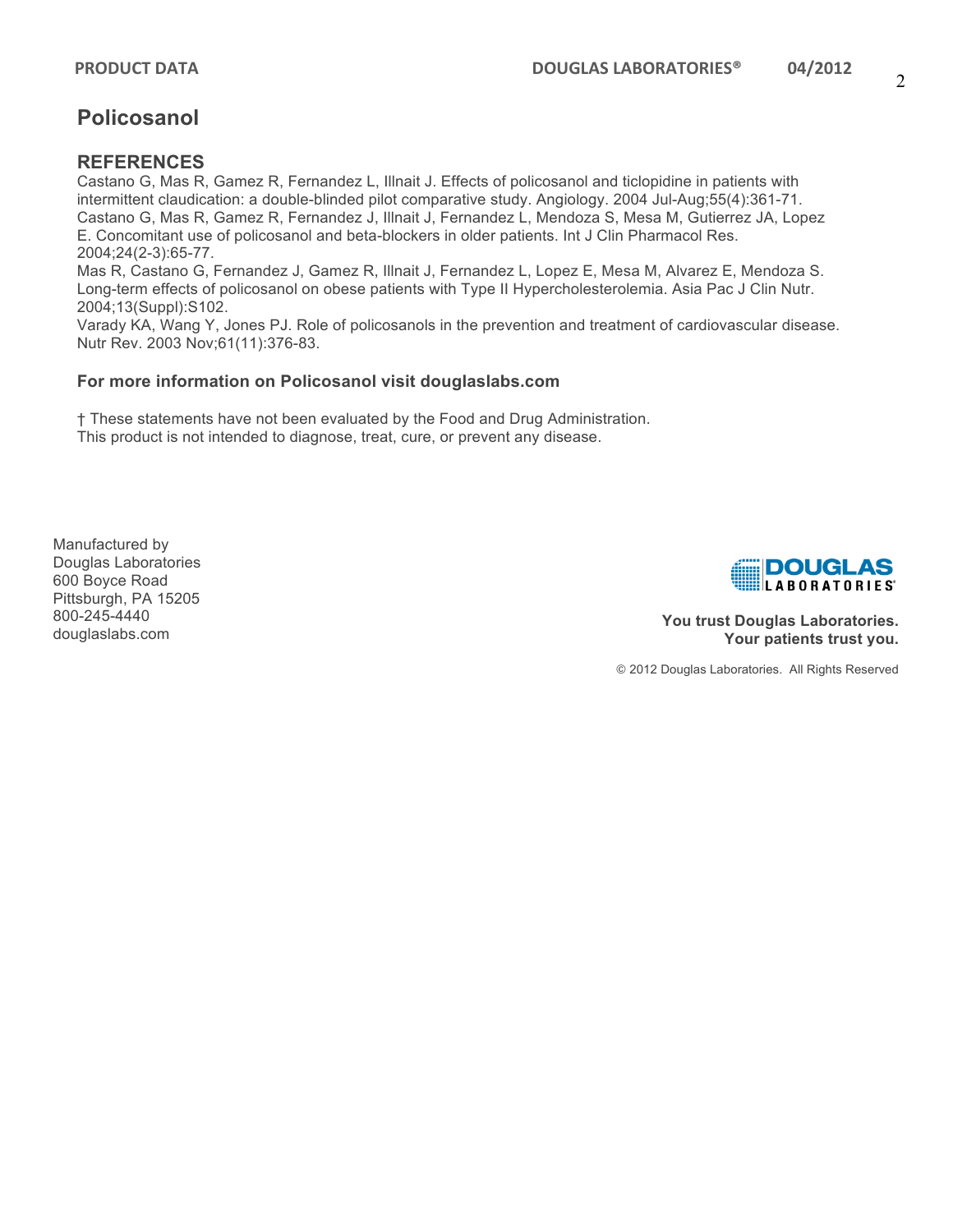# Policosanol

## REFERENCES

Castano G, Mas R, Gamez R, Fernandez L, Illnait J. Effects of policosanol and ticlopidine in patients with intermittent claudication: a double-blinded pilot comparative study. Angiology. 2004 Jul-Aug;55(4):361-71.

Castano G, Mas R, Gamez R, Fernandez J, Illnait J, Fernandez L, Mendoza S, Mesa M, Gutierrez JA, Lopez E. Concomitant use of policosanol and beta-blockers in older patients. Int J Clin Pharmacol Res. 2004;24(2-3):65-77.

Mas R, Castano G, Fernandez J, Gamez R, Illnait J, Fernandez L, Lopez E, Mesa M, Alvarez E, Mendoza S. Long-term effects of policosanol on obese patients with Type II Hypercholesterolemia. Asia Pac J Clin Nutr. 2004;13(Suppl):S102.

Varady KA, Wang Y, Jones PJ. Role of policosanols in the prevention and treatment of cardiovascular disease. Nutr Rev. 2003 Nov;61(11):376-83.

**For more information on Policosanol visit douglaslabs.com**

† These statements have not been evaluated by the Food and Drug Administration.
This product is not intended to diagnose, treat, cure, or prevent any disease.

Manufactured by
Douglas Laboratories
600 Boyce Road
Pittsburgh, PA 15205
800-245-4440
douglaslabs.com

DOUGLAS LABORATORIES®

**You trust Douglas Laboratories.
Your patients trust you.**

© 2012 Douglas Laboratories. All Rights Reserved